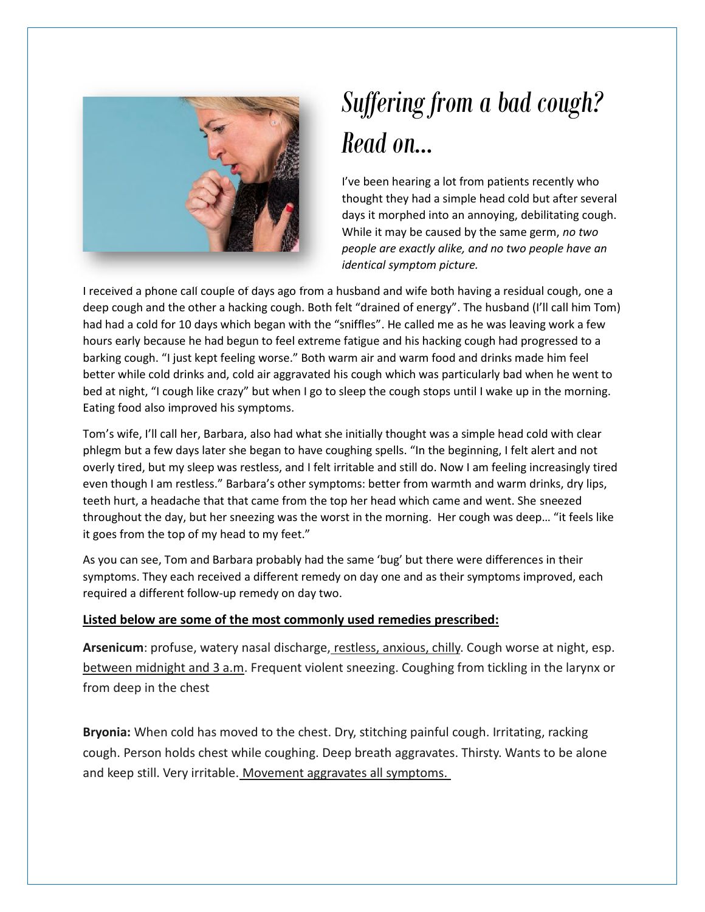# Suffering from a bad cough? Read on…

I've been hearing a lot from patients recently who thought they had a simple head cold but after several days it morphed into an annoying, debilitating cough. While it may be caused by the same germ, *no two people are exactly alike, and no two people have an identical symptom picture.*

I received a phone call couple of days ago from a husband and wife both having a residual cough, one a deep cough and the other a hacking cough. Both felt "drained of energy". The husband (I'll call him Tom) had had a cold for 10 days which began with the "sniffles". He called me as he was leaving work a few hours early because he had begun to feel extreme fatigue and his hacking cough had progressed to a barking cough. "I just kept feeling worse." Both warm air and warm food and drinks made him feel better while cold drinks and, cold air aggravated his cough which was particularly bad when he went to bed at night, "I cough like crazy" but when I go to sleep the cough stops until I wake up in the morning. Eating food also improved his symptoms.

Tom's wife, I'll call her, Barbara, also had what she initially thought was a simple head cold with clear phlegm but a few days later she began to have coughing spells. "In the beginning, I felt alert and not overly tired, but my sleep was restless, and I felt irritable and still do. Now I am feeling increasingly tired even though I am restless." Barbara's other symptoms: better from warmth and warm drinks, dry lips, teeth hurt, a headache that that came from the top her head which came and went. She sneezed throughout the day, but her sneezing was the worst in the morning. Her cough was deep… "it feels like it goes from the top of my head to my feet."

As you can see, Tom and Barbara probably had the same 'bug' but there were differences in their symptoms. They each received a different remedy on day one and as their symptoms improved, each required a different follow-up remedy on day two.

**Listed below are some of the most commonly used remedies prescribed:**

**Arsenicum**: profuse, watery nasal discharge, restless, anxious, chilly. Cough worse at night, esp. between midnight and 3 a.m. Frequent violent sneezing. Coughing from tickling in the larynx or from deep in the chest

**Bryonia:** When cold has moved to the chest. Dry, stitching painful cough. Irritating, racking cough. Person holds chest while coughing. Deep breath aggravates. Thirsty. Wants to be alone and keep still. Very irritable. Movement aggravates all symptoms.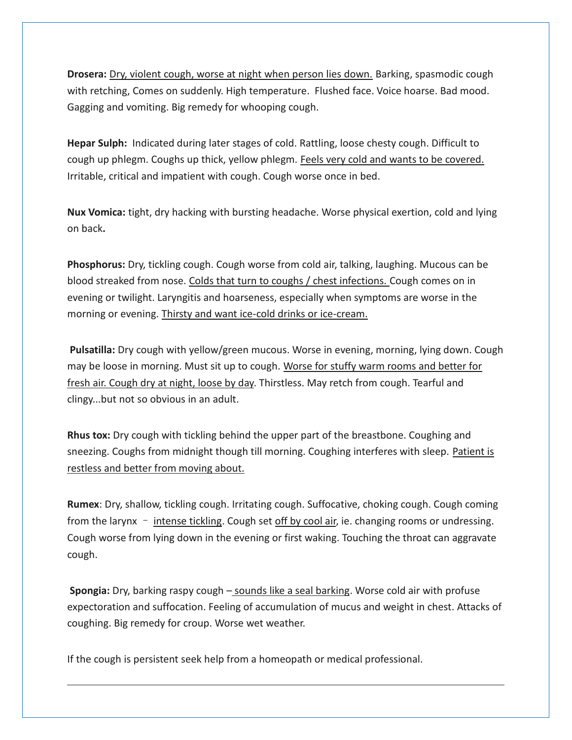**Drosera:** Dry, violent cough, worse at night when person lies down. Barking, spasmodic cough with retching, Comes on suddenly. High temperature. Flushed face. Voice hoarse. Bad mood. Gagging and vomiting. Big remedy for whooping cough.

**Hepar Sulph:** Indicated during later stages of cold. Rattling, loose chesty cough. Difficult to cough up phlegm. Coughs up thick, yellow phlegm. Feels very cold and wants to be covered. Irritable, critical and impatient with cough. Cough worse once in bed.

**Nux Vomica:** tight, dry hacking with bursting headache. Worse physical exertion, cold and lying on back**.**

**Phosphorus:** Dry, tickling cough. Cough worse from cold air, talking, laughing. Mucous can be blood streaked from nose. Colds that turn to coughs / chest infections. Cough comes on in evening or twilight. Laryngitis and hoarseness, especially when symptoms are worse in the morning or evening. Thirsty and want ice-cold drinks or ice-cream.

**Pulsatilla:** Dry cough with yellow/green mucous. Worse in evening, morning, lying down. Cough may be loose in morning. Must sit up to cough. Worse for stuffy warm rooms and better for fresh air. Cough dry at night, loose by day. Thirstless. May retch from cough. Tearful and clingy...but not so obvious in an adult.

**Rhus tox:** Dry cough with tickling behind the upper part of the breastbone. Coughing and sneezing. Coughs from midnight though till morning. Coughing interferes with sleep. Patient is restless and better from moving about.

**Rumex**: Dry, shallow, tickling cough. Irritating cough. Suffocative, choking cough. Cough coming from the larynx – intense tickling. Cough set off by cool air, ie. changing rooms or undressing. Cough worse from lying down in the evening or first waking. Touching the throat can aggravate cough.

**Spongia:** Dry, barking raspy cough – sounds like a seal barking. Worse cold air with profuse expectoration and suffocation. Feeling of accumulation of mucus and weight in chest. Attacks of coughing. Big remedy for croup. Worse wet weather.

If the cough is persistent seek help from a homeopath or medical professional.